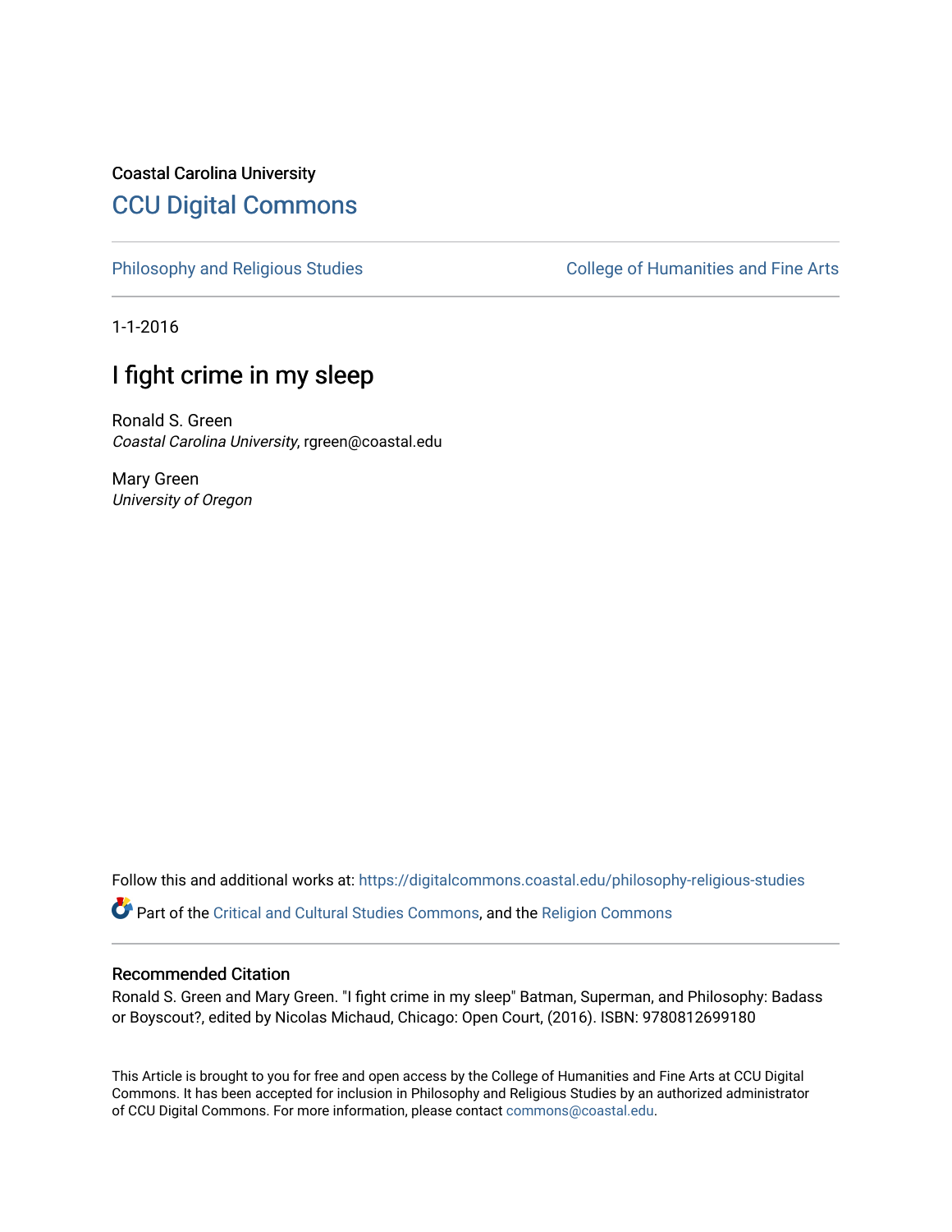Coastal Carolina University

# CCU Digital Commons

Philosophy and Religious Studies

College of Humanities and Fine Arts

1-1-2016

## I fight crime in my sleep

Ronald S. Green
*Coastal Carolina University*, rgreen@coastal.edu

Mary Green
*University of Oregon*

Follow this and additional works at: https://digitalcommons.coastal.edu/philosophy-religious-studies

Part of the Critical and Cultural Studies Commons, and the Religion Commons

### Recommended Citation

Ronald S. Green and Mary Green. "I fight crime in my sleep" Batman, Superman, and Philosophy: Badass or Boyscout?, edited by Nicolas Michaud, Chicago: Open Court, (2016). ISBN: 9780812699180

This Article is brought to you for free and open access by the College of Humanities and Fine Arts at CCU Digital Commons. It has been accepted for inclusion in Philosophy and Religious Studies by an authorized administrator of CCU Digital Commons. For more information, please contact commons@coastal.edu.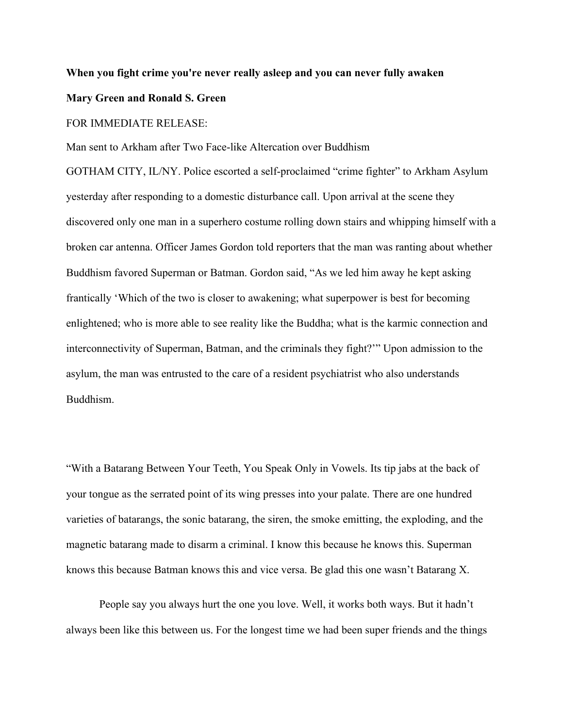**When you fight crime you're never really asleep and you can never fully awaken**

**Mary Green and Ronald S. Green**

FOR IMMEDIATE RELEASE:

Man sent to Arkham after Two Face-like Altercation over Buddhism

GOTHAM CITY, IL/NY. Police escorted a self-proclaimed "crime fighter" to Arkham Asylum yesterday after responding to a domestic disturbance call. Upon arrival at the scene they discovered only one man in a superhero costume rolling down stairs and whipping himself with a broken car antenna. Officer James Gordon told reporters that the man was ranting about whether Buddhism favored Superman or Batman. Gordon said, "As we led him away he kept asking frantically 'Which of the two is closer to awakening; what superpower is best for becoming enlightened; who is more able to see reality like the Buddha; what is the karmic connection and interconnectivity of Superman, Batman, and the criminals they fight?'" Upon admission to the asylum, the man was entrusted to the care of a resident psychiatrist who also understands Buddhism.

"With a Batarang Between Your Teeth, You Speak Only in Vowels. Its tip jabs at the back of your tongue as the serrated point of its wing presses into your palate. There are one hundred varieties of batarangs, the sonic batarang, the siren, the smoke emitting, the exploding, and the magnetic batarang made to disarm a criminal. I know this because he knows this. Superman knows this because Batman knows this and vice versa. Be glad this one wasn't Batarang X.

People say you always hurt the one you love. Well, it works both ways. But it hadn't always been like this between us. For the longest time we had been super friends and the things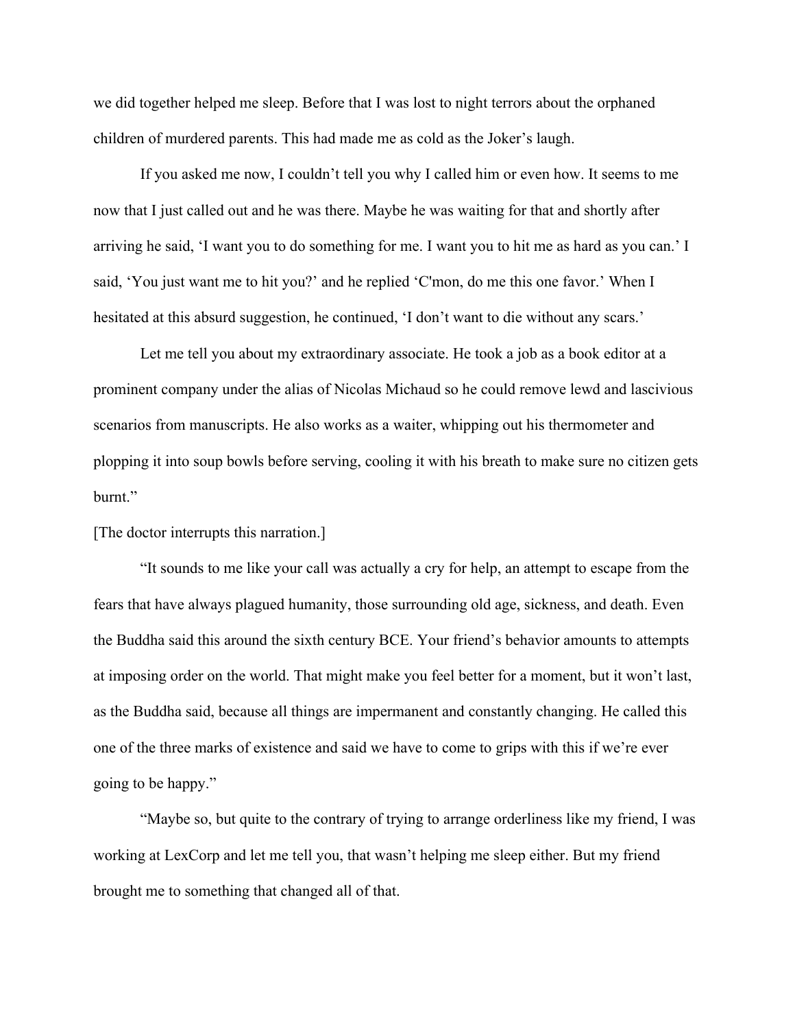we did together helped me sleep. Before that I was lost to night terrors about the orphaned children of murdered parents. This had made me as cold as the Joker's laugh.

If you asked me now, I couldn't tell you why I called him or even how. It seems to me now that I just called out and he was there. Maybe he was waiting for that and shortly after arriving he said, 'I want you to do something for me. I want you to hit me as hard as you can.' I said, 'You just want me to hit you?' and he replied 'C'mon, do me this one favor.' When I hesitated at this absurd suggestion, he continued, 'I don't want to die without any scars.'

Let me tell you about my extraordinary associate. He took a job as a book editor at a prominent company under the alias of Nicolas Michaud so he could remove lewd and lascivious scenarios from manuscripts. He also works as a waiter, whipping out his thermometer and plopping it into soup bowls before serving, cooling it with his breath to make sure no citizen gets burnt."

[The doctor interrupts this narration.]

"It sounds to me like your call was actually a cry for help, an attempt to escape from the fears that have always plagued humanity, those surrounding old age, sickness, and death. Even the Buddha said this around the sixth century BCE. Your friend's behavior amounts to attempts at imposing order on the world. That might make you feel better for a moment, but it won't last, as the Buddha said, because all things are impermanent and constantly changing. He called this one of the three marks of existence and said we have to come to grips with this if we're ever going to be happy."

"Maybe so, but quite to the contrary of trying to arrange orderliness like my friend, I was working at LexCorp and let me tell you, that wasn't helping me sleep either. But my friend brought me to something that changed all of that.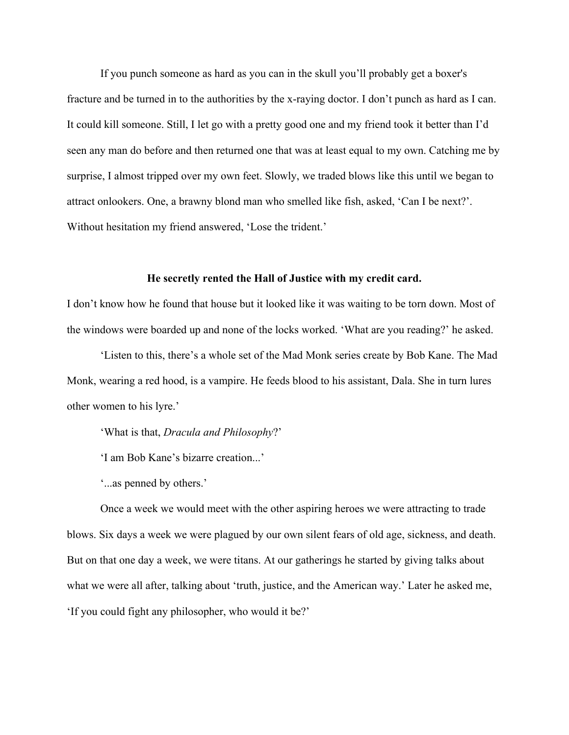If you punch someone as hard as you can in the skull you'll probably get a boxer's fracture and be turned in to the authorities by the x-raying doctor. I don't punch as hard as I can. It could kill someone. Still, I let go with a pretty good one and my friend took it better than I'd seen any man do before and then returned one that was at least equal to my own. Catching me by surprise, I almost tripped over my own feet. Slowly, we traded blows like this until we began to attract onlookers. One, a brawny blond man who smelled like fish, asked, 'Can I be next?'. Without hesitation my friend answered, 'Lose the trident.'

**He secretly rented the Hall of Justice with my credit card.**

I don't know how he found that house but it looked like it was waiting to be torn down. Most of the windows were boarded up and none of the locks worked. 'What are you reading?' he asked.

'Listen to this, there's a whole set of the Mad Monk series create by Bob Kane. The Mad Monk, wearing a red hood, is a vampire. He feeds blood to his assistant, Dala. She in turn lures other women to his lyre.'

'What is that, *Dracula and Philosophy*?'

'I am Bob Kane's bizarre creation...'

'...as penned by others.'

Once a week we would meet with the other aspiring heroes we were attracting to trade blows. Six days a week we were plagued by our own silent fears of old age, sickness, and death. But on that one day a week, we were titans. At our gatherings he started by giving talks about what we were all after, talking about 'truth, justice, and the American way.' Later he asked me, 'If you could fight any philosopher, who would it be?'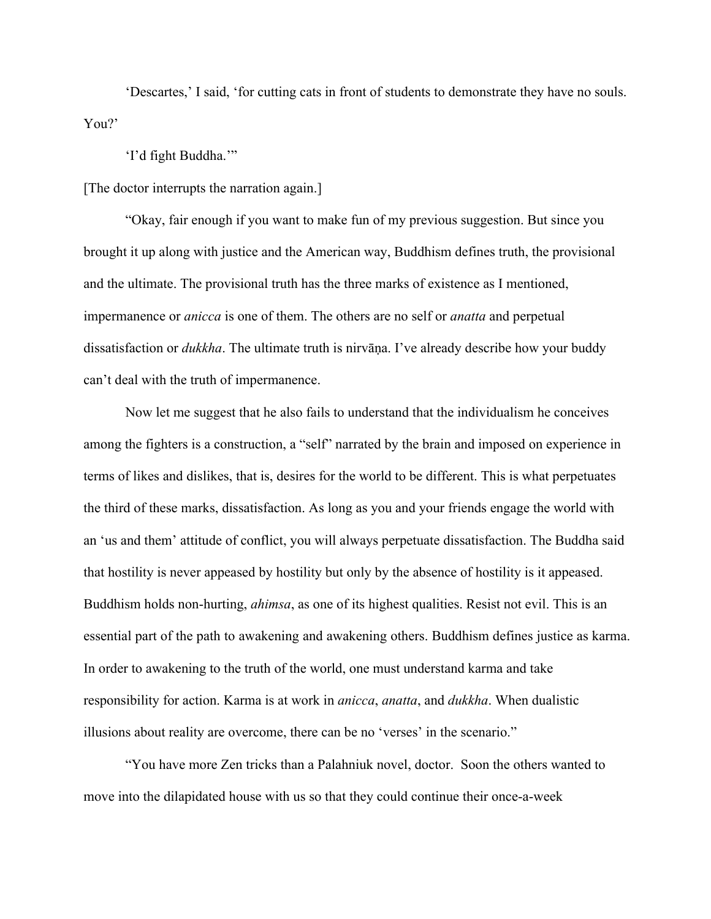'Descartes,' I said, 'for cutting cats in front of students to demonstrate they have no souls. You?'

'I'd fight Buddha.'"

[The doctor interrupts the narration again.]

"Okay, fair enough if you want to make fun of my previous suggestion. But since you brought it up along with justice and the American way, Buddhism defines truth, the provisional and the ultimate. The provisional truth has the three marks of existence as I mentioned, impermanence or *anicca* is one of them. The others are no self or *anatta* and perpetual dissatisfaction or *dukkha*. The ultimate truth is nirvāṇa. I've already describe how your buddy can't deal with the truth of impermanence.

Now let me suggest that he also fails to understand that the individualism he conceives among the fighters is a construction, a "self" narrated by the brain and imposed on experience in terms of likes and dislikes, that is, desires for the world to be different. This is what perpetuates the third of these marks, dissatisfaction. As long as you and your friends engage the world with an 'us and them' attitude of conflict, you will always perpetuate dissatisfaction. The Buddha said that hostility is never appeased by hostility but only by the absence of hostility is it appeased. Buddhism holds non-hurting, *ahimsa*, as one of its highest qualities. Resist not evil. This is an essential part of the path to awakening and awakening others. Buddhism defines justice as karma. In order to awakening to the truth of the world, one must understand karma and take responsibility for action. Karma is at work in *anicca*, *anatta*, and *dukkha*. When dualistic illusions about reality are overcome, there can be no 'verses' in the scenario."

"You have more Zen tricks than a Palahniuk novel, doctor. Soon the others wanted to move into the dilapidated house with us so that they could continue their once-a-week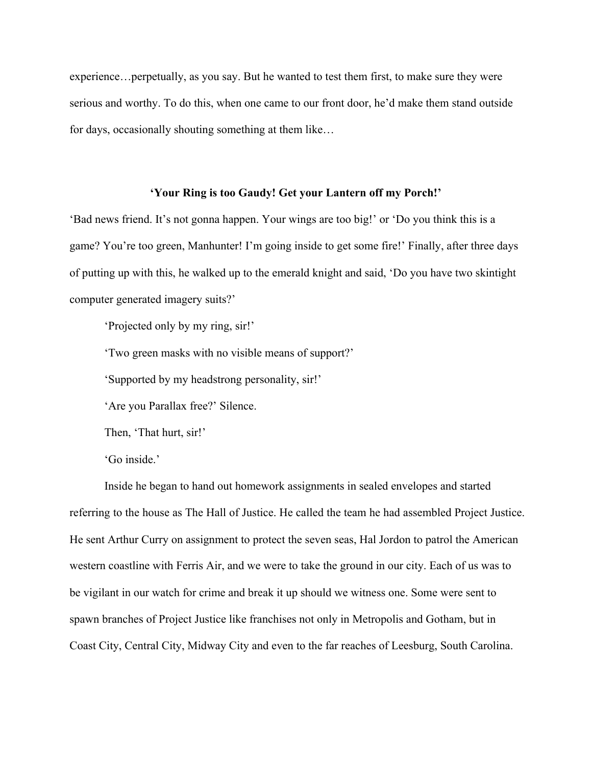experience…perpetually, as you say. But he wanted to test them first, to make sure they were serious and worthy. To do this, when one came to our front door, he'd make them stand outside for days, occasionally shouting something at them like…

**'Your Ring is too Gaudy! Get your Lantern off my Porch!'**

'Bad news friend. It's not gonna happen. Your wings are too big!' or 'Do you think this is a game? You're too green, Manhunter! I'm going inside to get some fire!' Finally, after three days of putting up with this, he walked up to the emerald knight and said, 'Do you have two skintight computer generated imagery suits?'

'Projected only by my ring, sir!'

'Two green masks with no visible means of support?'

'Supported by my headstrong personality, sir!'

'Are you Parallax free?' Silence.

Then, 'That hurt, sir!'

'Go inside.'

Inside he began to hand out homework assignments in sealed envelopes and started referring to the house as The Hall of Justice. He called the team he had assembled Project Justice. He sent Arthur Curry on assignment to protect the seven seas, Hal Jordon to patrol the American western coastline with Ferris Air, and we were to take the ground in our city. Each of us was to be vigilant in our watch for crime and break it up should we witness one. Some were sent to spawn branches of Project Justice like franchises not only in Metropolis and Gotham, but in Coast City, Central City, Midway City and even to the far reaches of Leesburg, South Carolina.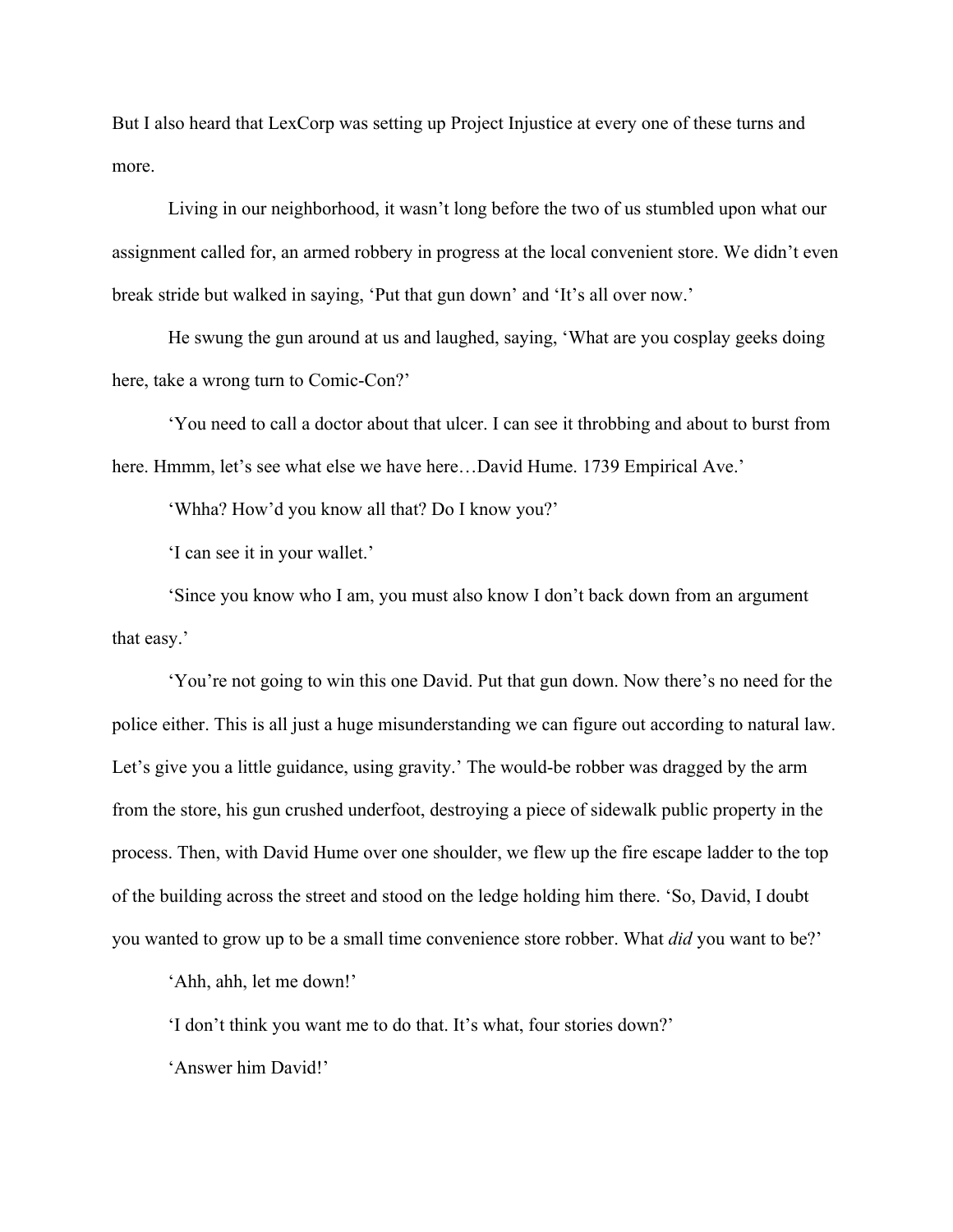But I also heard that LexCorp was setting up Project Injustice at every one of these turns and more.

Living in our neighborhood, it wasn't long before the two of us stumbled upon what our assignment called for, an armed robbery in progress at the local convenient store. We didn't even break stride but walked in saying, 'Put that gun down' and 'It's all over now.'

He swung the gun around at us and laughed, saying, 'What are you cosplay geeks doing here, take a wrong turn to Comic-Con?'

'You need to call a doctor about that ulcer. I can see it throbbing and about to burst from here. Hmmm, let's see what else we have here…David Hume. 1739 Empirical Ave.'

'Whha? How'd you know all that? Do I know you?'

'I can see it in your wallet.'

'Since you know who I am, you must also know I don't back down from an argument that easy.'

'You're not going to win this one David. Put that gun down. Now there's no need for the police either. This is all just a huge misunderstanding we can figure out according to natural law. Let's give you a little guidance, using gravity.' The would-be robber was dragged by the arm from the store, his gun crushed underfoot, destroying a piece of sidewalk public property in the process. Then, with David Hume over one shoulder, we flew up the fire escape ladder to the top of the building across the street and stood on the ledge holding him there. 'So, David, I doubt you wanted to grow up to be a small time convenience store robber. What *did* you want to be?'

'Ahh, ahh, let me down!'

'I don't think you want me to do that. It's what, four stories down?'

'Answer him David!'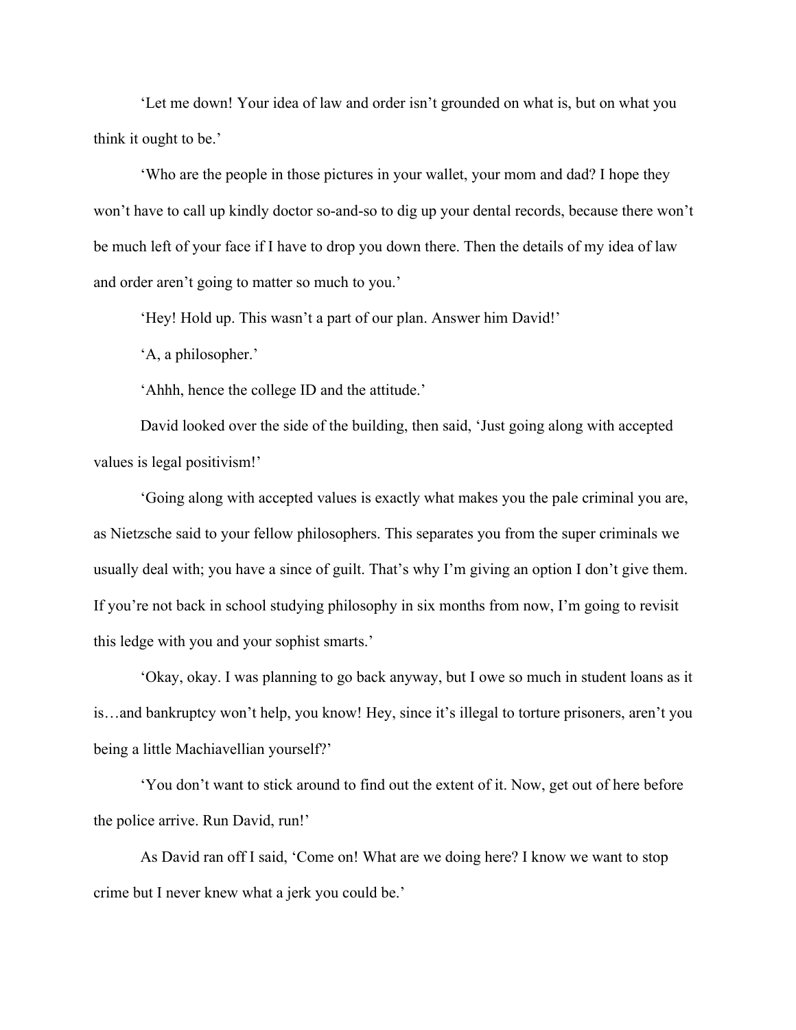'Let me down! Your idea of law and order isn't grounded on what is, but on what you think it ought to be.'

'Who are the people in those pictures in your wallet, your mom and dad? I hope they won't have to call up kindly doctor so-and-so to dig up your dental records, because there won't be much left of your face if I have to drop you down there. Then the details of my idea of law and order aren't going to matter so much to you.'

'Hey! Hold up. This wasn't a part of our plan. Answer him David!'

'A, a philosopher.'

'Ahhh, hence the college ID and the attitude.'

David looked over the side of the building, then said, 'Just going along with accepted values is legal positivism!'

'Going along with accepted values is exactly what makes you the pale criminal you are, as Nietzsche said to your fellow philosophers. This separates you from the super criminals we usually deal with; you have a since of guilt. That's why I'm giving an option I don't give them. If you're not back in school studying philosophy in six months from now, I'm going to revisit this ledge with you and your sophist smarts.'

'Okay, okay. I was planning to go back anyway, but I owe so much in student loans as it is…and bankruptcy won't help, you know! Hey, since it's illegal to torture prisoners, aren't you being a little Machiavellian yourself?'

'You don't want to stick around to find out the extent of it. Now, get out of here before the police arrive. Run David, run!'

As David ran off I said, 'Come on! What are we doing here? I know we want to stop crime but I never knew what a jerk you could be.'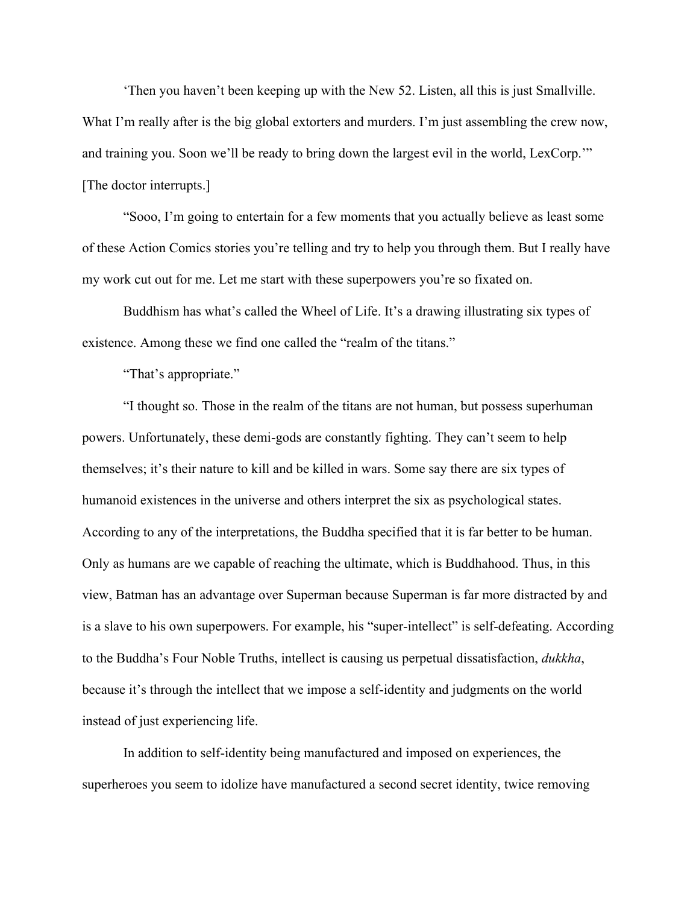'Then you haven't been keeping up with the New 52. Listen, all this is just Smallville. What I'm really after is the big global extorters and murders. I'm just assembling the crew now, and training you. Soon we'll be ready to bring down the largest evil in the world, LexCorp.'" [The doctor interrupts.]

"Sooo, I'm going to entertain for a few moments that you actually believe as least some of these Action Comics stories you're telling and try to help you through them. But I really have my work cut out for me. Let me start with these superpowers you're so fixated on.

Buddhism has what's called the Wheel of Life. It's a drawing illustrating six types of existence. Among these we find one called the "realm of the titans."

"That's appropriate."

"I thought so. Those in the realm of the titans are not human, but possess superhuman powers. Unfortunately, these demi-gods are constantly fighting. They can't seem to help themselves; it's their nature to kill and be killed in wars. Some say there are six types of humanoid existences in the universe and others interpret the six as psychological states. According to any of the interpretations, the Buddha specified that it is far better to be human. Only as humans are we capable of reaching the ultimate, which is Buddhahood. Thus, in this view, Batman has an advantage over Superman because Superman is far more distracted by and is a slave to his own superpowers. For example, his "super-intellect" is self-defeating. According to the Buddha's Four Noble Truths, intellect is causing us perpetual dissatisfaction, *dukkha*, because it's through the intellect that we impose a self-identity and judgments on the world instead of just experiencing life.

In addition to self-identity being manufactured and imposed on experiences, the superheroes you seem to idolize have manufactured a second secret identity, twice removing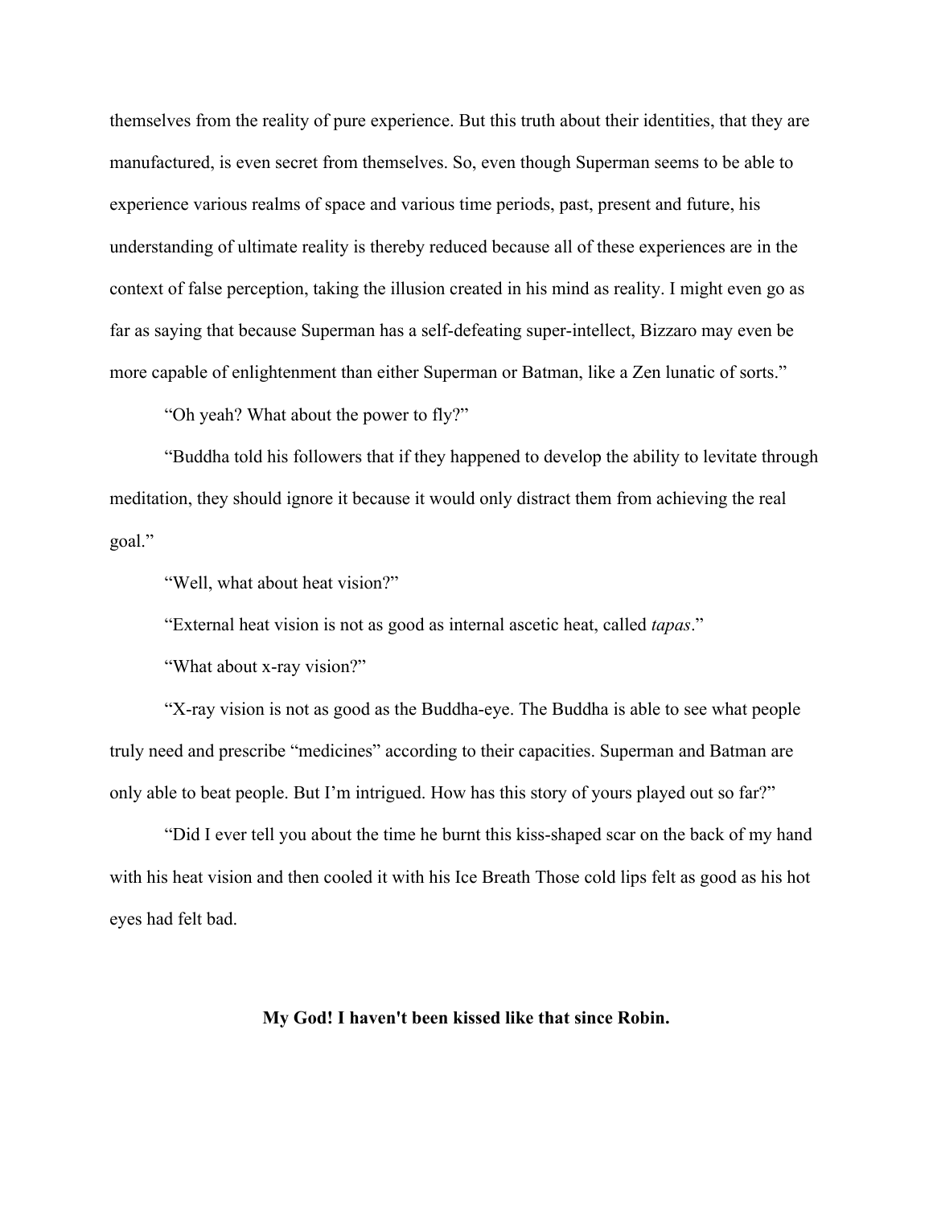themselves from the reality of pure experience. But this truth about their identities, that they are manufactured, is even secret from themselves. So, even though Superman seems to be able to experience various realms of space and various time periods, past, present and future, his understanding of ultimate reality is thereby reduced because all of these experiences are in the context of false perception, taking the illusion created in his mind as reality. I might even go as far as saying that because Superman has a self-defeating super-intellect, Bizzaro may even be more capable of enlightenment than either Superman or Batman, like a Zen lunatic of sorts."

"Oh yeah? What about the power to fly?"

"Buddha told his followers that if they happened to develop the ability to levitate through meditation, they should ignore it because it would only distract them from achieving the real goal."

"Well, what about heat vision?"

"External heat vision is not as good as internal ascetic heat, called *tapas*."

"What about x-ray vision?"

"X-ray vision is not as good as the Buddha-eye. The Buddha is able to see what people truly need and prescribe "medicines" according to their capacities. Superman and Batman are only able to beat people. But I'm intrigued. How has this story of yours played out so far?"

"Did I ever tell you about the time he burnt this kiss-shaped scar on the back of my hand with his heat vision and then cooled it with his Ice Breath Those cold lips felt as good as his hot eyes had felt bad.

**My God! I haven't been kissed like that since Robin.**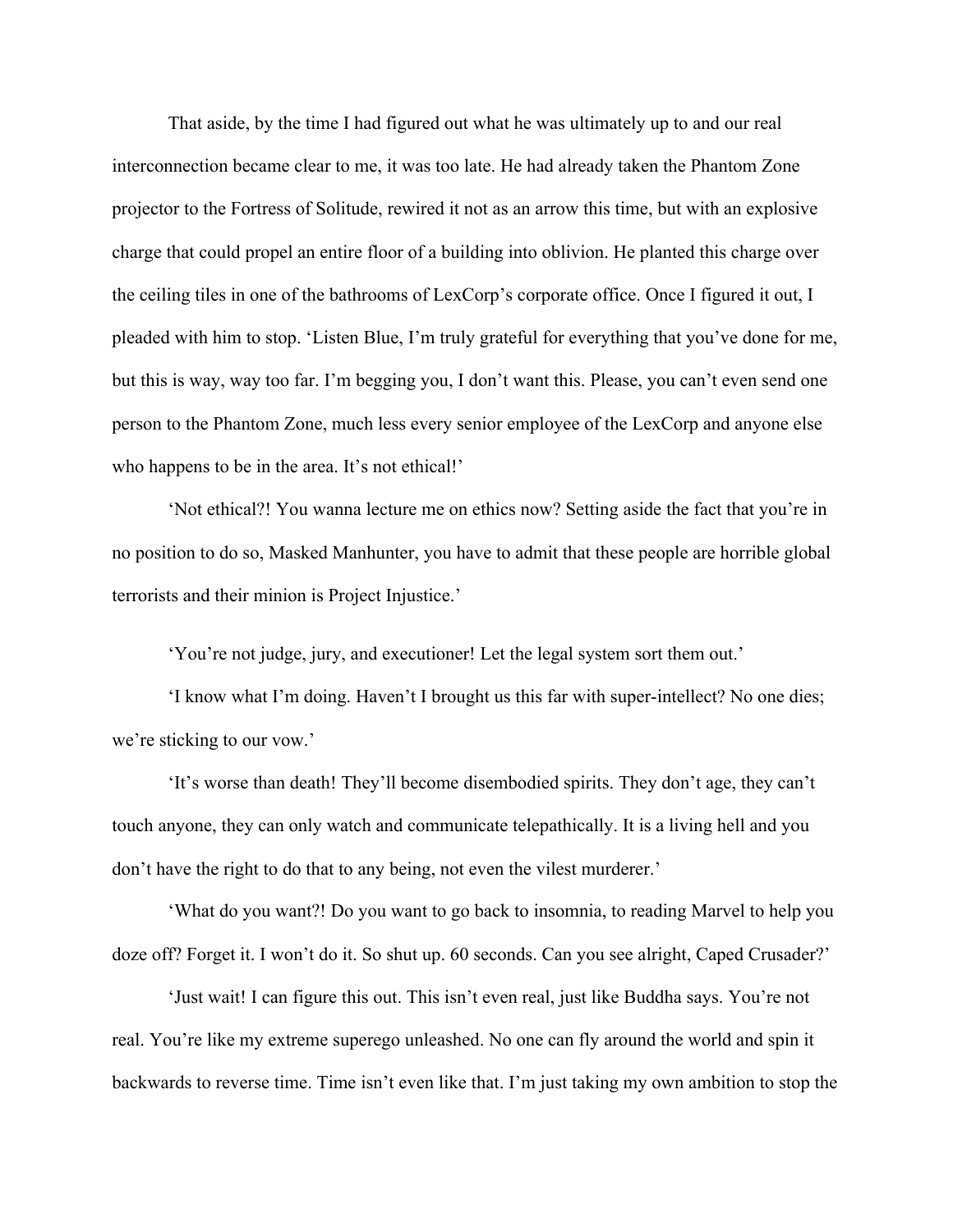That aside, by the time I had figured out what he was ultimately up to and our real interconnection became clear to me, it was too late. He had already taken the Phantom Zone projector to the Fortress of Solitude, rewired it not as an arrow this time, but with an explosive charge that could propel an entire floor of a building into oblivion. He planted this charge over the ceiling tiles in one of the bathrooms of LexCorp's corporate office. Once I figured it out, I pleaded with him to stop. 'Listen Blue, I'm truly grateful for everything that you've done for me, but this is way, way too far. I'm begging you, I don't want this. Please, you can't even send one person to the Phantom Zone, much less every senior employee of the LexCorp and anyone else who happens to be in the area. It's not ethical!'

'Not ethical?! You wanna lecture me on ethics now? Setting aside the fact that you're in no position to do so, Masked Manhunter, you have to admit that these people are horrible global terrorists and their minion is Project Injustice.'

'You're not judge, jury, and executioner! Let the legal system sort them out.'

'I know what I'm doing. Haven't I brought us this far with super-intellect? No one dies; we're sticking to our vow.'

'It's worse than death! They'll become disembodied spirits. They don't age, they can't touch anyone, they can only watch and communicate telepathically. It is a living hell and you don't have the right to do that to any being, not even the vilest murderer.'

'What do you want?! Do you want to go back to insomnia, to reading Marvel to help you doze off? Forget it. I won't do it. So shut up. 60 seconds. Can you see alright, Caped Crusader?'

'Just wait! I can figure this out. This isn't even real, just like Buddha says. You're not real. You're like my extreme superego unleashed. No one can fly around the world and spin it backwards to reverse time. Time isn't even like that. I'm just taking my own ambition to stop the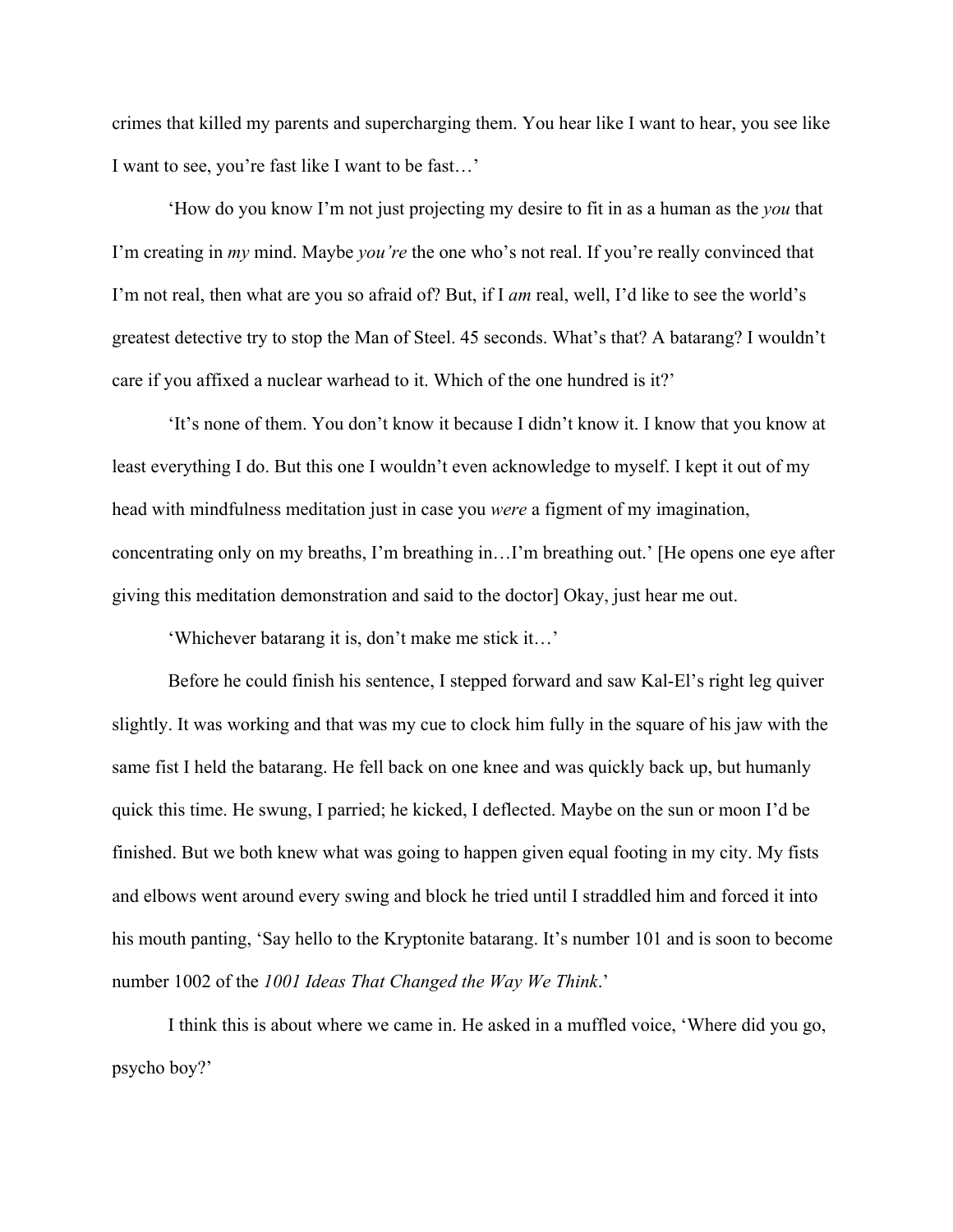crimes that killed my parents and supercharging them. You hear like I want to hear, you see like I want to see, you're fast like I want to be fast…'

'How do you know I'm not just projecting my desire to fit in as a human as the *you* that I'm creating in *my* mind. Maybe *you're* the one who's not real. If you're really convinced that I'm not real, then what are you so afraid of? But, if I *am* real, well, I'd like to see the world's greatest detective try to stop the Man of Steel. 45 seconds. What's that? A batarang? I wouldn't care if you affixed a nuclear warhead to it. Which of the one hundred is it?'

'It's none of them. You don't know it because I didn't know it. I know that you know at least everything I do. But this one I wouldn't even acknowledge to myself. I kept it out of my head with mindfulness meditation just in case you *were* a figment of my imagination, concentrating only on my breaths, I'm breathing in…I'm breathing out.' [He opens one eye after giving this meditation demonstration and said to the doctor] Okay, just hear me out.

'Whichever batarang it is, don't make me stick it…'

Before he could finish his sentence, I stepped forward and saw Kal-El's right leg quiver slightly. It was working and that was my cue to clock him fully in the square of his jaw with the same fist I held the batarang. He fell back on one knee and was quickly back up, but humanly quick this time. He swung, I parried; he kicked, I deflected. Maybe on the sun or moon I'd be finished. But we both knew what was going to happen given equal footing in my city. My fists and elbows went around every swing and block he tried until I straddled him and forced it into his mouth panting, 'Say hello to the Kryptonite batarang. It's number 101 and is soon to become number 1002 of the *1001 Ideas That Changed the Way We Think*.'

I think this is about where we came in. He asked in a muffled voice, 'Where did you go, psycho boy?'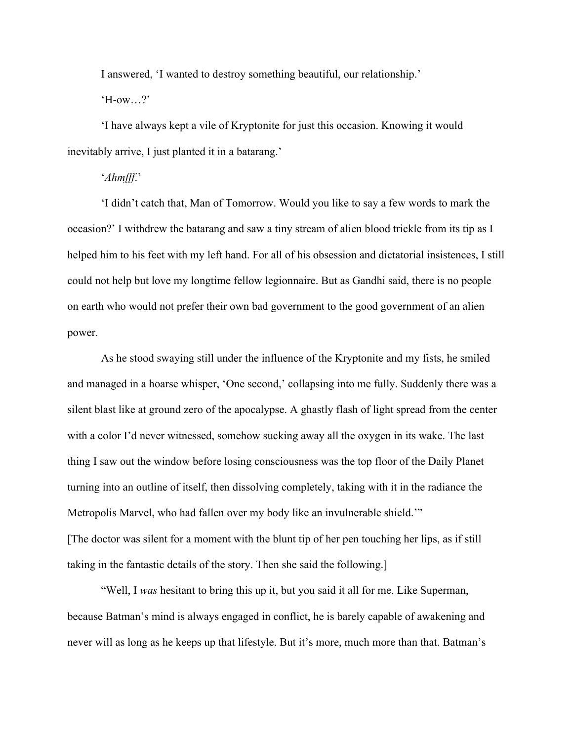I answered, 'I wanted to destroy something beautiful, our relationship.'

'H-ow…?'

'I have always kept a vile of Kryptonite for just this occasion. Knowing it would inevitably arrive, I just planted it in a batarang.'

'*Ahmfff*.'

'I didn't catch that, Man of Tomorrow. Would you like to say a few words to mark the occasion?' I withdrew the batarang and saw a tiny stream of alien blood trickle from its tip as I helped him to his feet with my left hand. For all of his obsession and dictatorial insistences, I still could not help but love my longtime fellow legionnaire. But as Gandhi said, there is no people on earth who would not prefer their own bad government to the good government of an alien power.

As he stood swaying still under the influence of the Kryptonite and my fists, he smiled and managed in a hoarse whisper, 'One second,' collapsing into me fully. Suddenly there was a silent blast like at ground zero of the apocalypse. A ghastly flash of light spread from the center with a color I'd never witnessed, somehow sucking away all the oxygen in its wake. The last thing I saw out the window before losing consciousness was the top floor of the Daily Planet turning into an outline of itself, then dissolving completely, taking with it in the radiance the Metropolis Marvel, who had fallen over my body like an invulnerable shield.'"

[The doctor was silent for a moment with the blunt tip of her pen touching her lips, as if still taking in the fantastic details of the story. Then she said the following.]

"Well, I *was* hesitant to bring this up it, but you said it all for me. Like Superman, because Batman's mind is always engaged in conflict, he is barely capable of awakening and never will as long as he keeps up that lifestyle. But it's more, much more than that. Batman's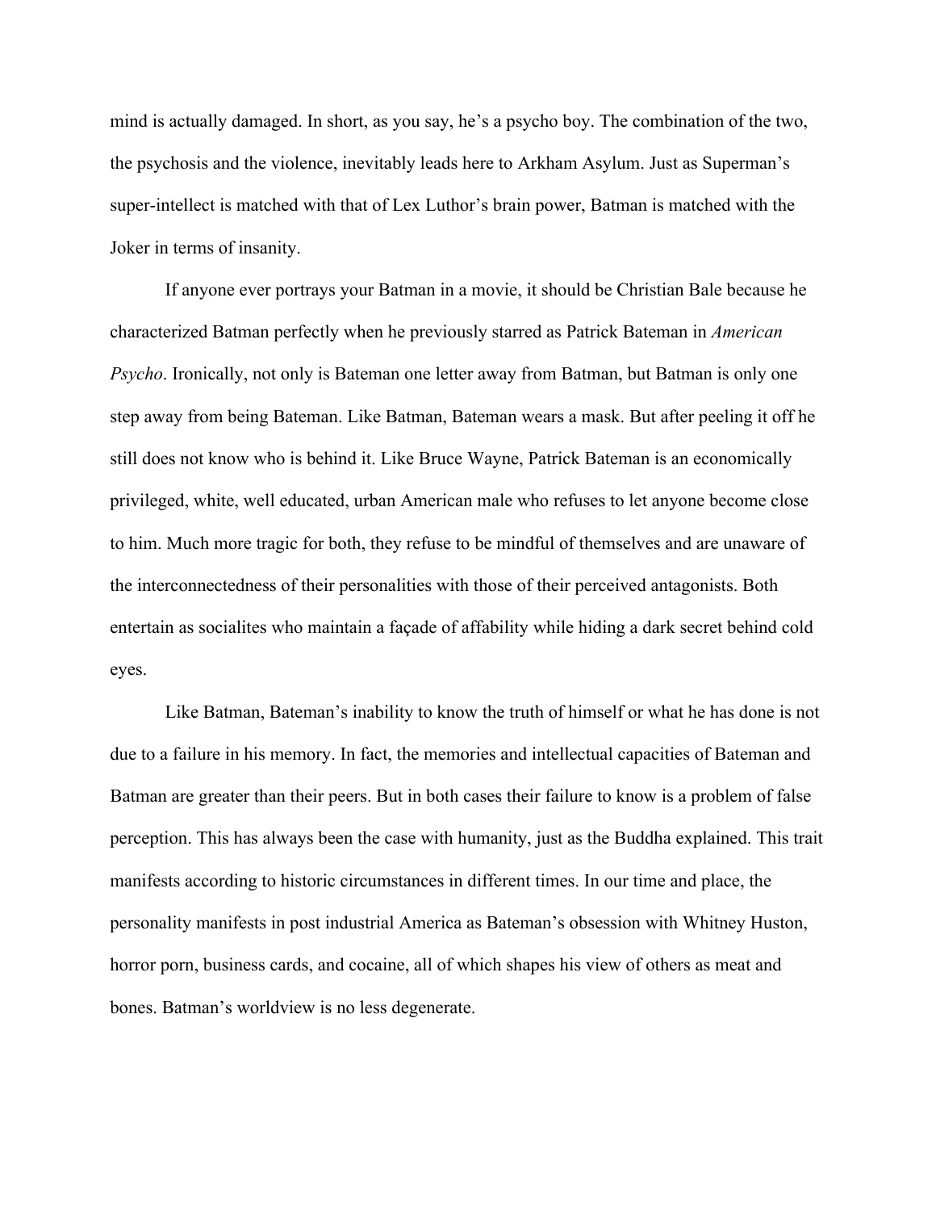mind is actually damaged. In short, as you say, he's a psycho boy. The combination of the two, the psychosis and the violence, inevitably leads here to Arkham Asylum. Just as Superman's super-intellect is matched with that of Lex Luthor's brain power, Batman is matched with the Joker in terms of insanity.

If anyone ever portrays your Batman in a movie, it should be Christian Bale because he characterized Batman perfectly when he previously starred as Patrick Bateman in *American Psycho*. Ironically, not only is Bateman one letter away from Batman, but Batman is only one step away from being Bateman. Like Batman, Bateman wears a mask. But after peeling it off he still does not know who is behind it. Like Bruce Wayne, Patrick Bateman is an economically privileged, white, well educated, urban American male who refuses to let anyone become close to him. Much more tragic for both, they refuse to be mindful of themselves and are unaware of the interconnectedness of their personalities with those of their perceived antagonists. Both entertain as socialites who maintain a façade of affability while hiding a dark secret behind cold eyes.

Like Batman, Bateman's inability to know the truth of himself or what he has done is not due to a failure in his memory. In fact, the memories and intellectual capacities of Bateman and Batman are greater than their peers. But in both cases their failure to know is a problem of false perception. This has always been the case with humanity, just as the Buddha explained. This trait manifests according to historic circumstances in different times. In our time and place, the personality manifests in post industrial America as Bateman's obsession with Whitney Huston, horror porn, business cards, and cocaine, all of which shapes his view of others as meat and bones. Batman's worldview is no less degenerate.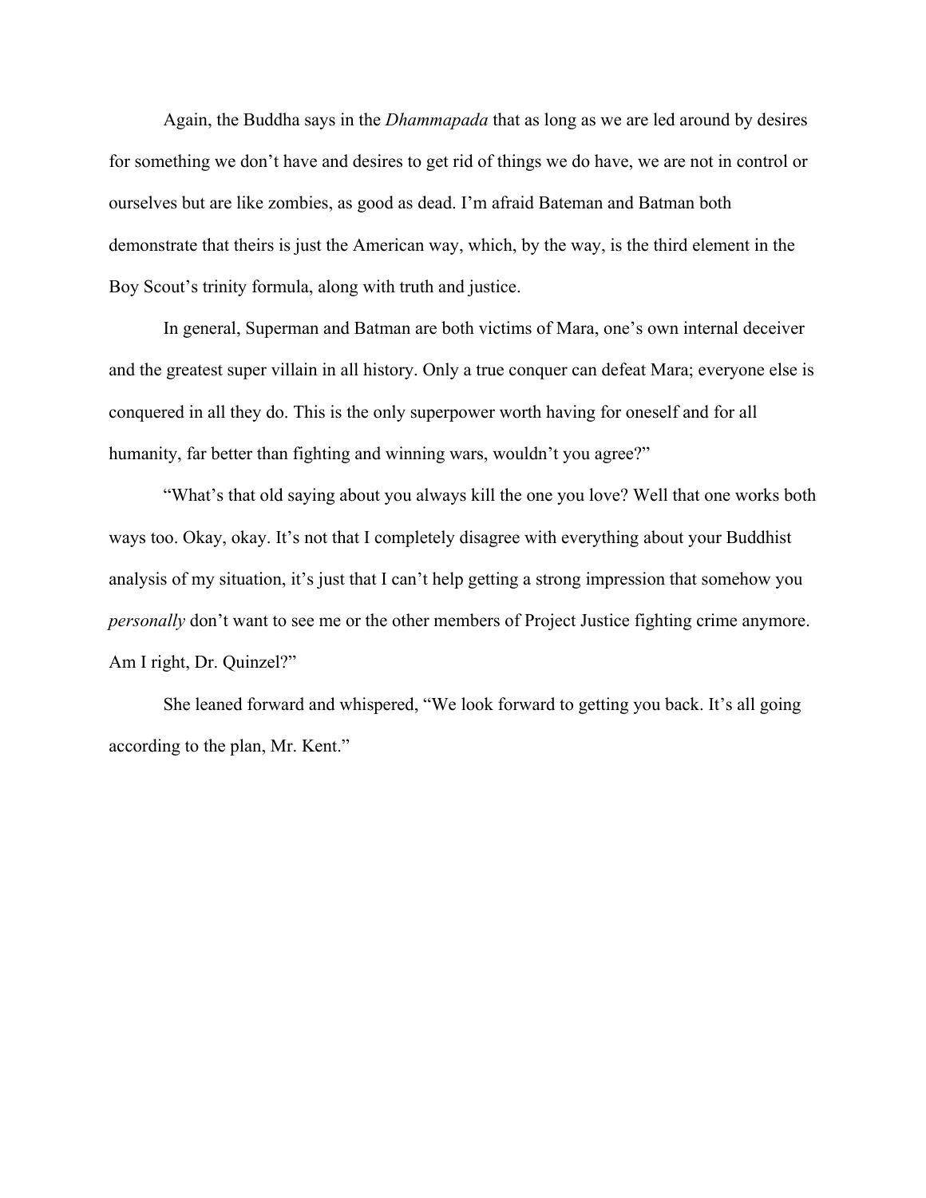Again, the Buddha says in the *Dhammapada* that as long as we are led around by desires for something we don't have and desires to get rid of things we do have, we are not in control or ourselves but are like zombies, as good as dead. I'm afraid Bateman and Batman both demonstrate that theirs is just the American way, which, by the way, is the third element in the Boy Scout's trinity formula, along with truth and justice.

In general, Superman and Batman are both victims of Mara, one's own internal deceiver and the greatest super villain in all history. Only a true conquer can defeat Mara; everyone else is conquered in all they do. This is the only superpower worth having for oneself and for all humanity, far better than fighting and winning wars, wouldn't you agree?"

"What's that old saying about you always kill the one you love? Well that one works both ways too. Okay, okay. It's not that I completely disagree with everything about your Buddhist analysis of my situation, it's just that I can't help getting a strong impression that somehow you *personally* don't want to see me or the other members of Project Justice fighting crime anymore. Am I right, Dr. Quinzel?"

She leaned forward and whispered, "We look forward to getting you back. It's all going according to the plan, Mr. Kent."